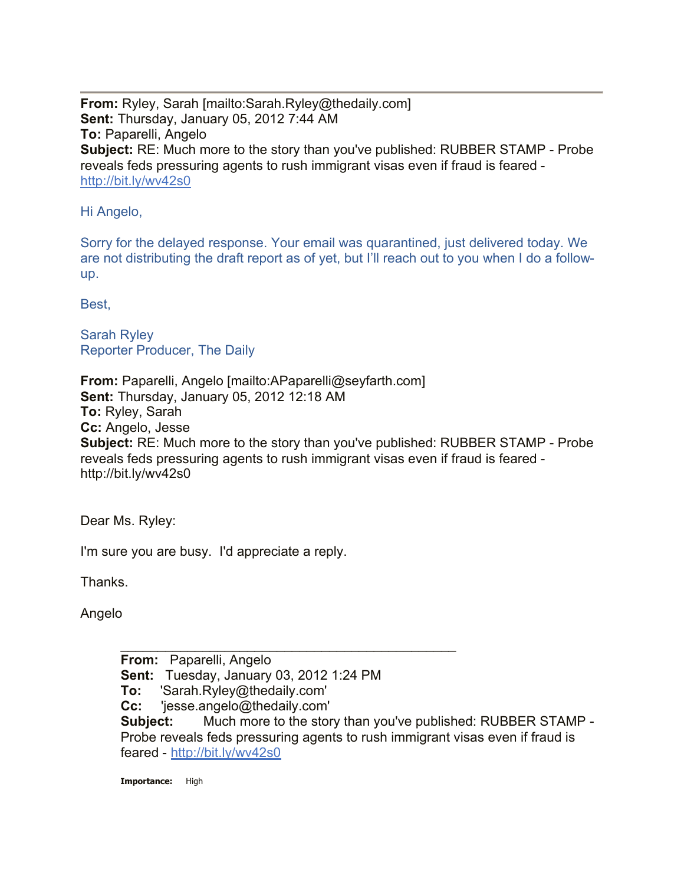---

**From:** Ryley, Sarah [mailto:Sarah.Ryley@thedaily.com]
**Sent:** Thursday, January 05, 2012 7:44 AM
**To:** Paparelli, Angelo
**Subject:** RE: Much more to the story than you've published: RUBBER STAMP - Probe reveals feds pressuring agents to rush immigrant visas even if fraud is feared - http://bit.ly/wv42s0

Hi Angelo,

Sorry for the delayed response. Your email was quarantined, just delivered today. We are not distributing the draft report as of yet, but I'll reach out to you when I do a follow-up.

Best,

Sarah Ryley
Reporter Producer, The Daily

**From:** Paparelli, Angelo [mailto:APaparelli@seyfarth.com]
**Sent:** Thursday, January 05, 2012 12:18 AM
**To:** Ryley, Sarah
**Cc:** Angelo, Jesse
**Subject:** RE: Much more to the story than you've published: RUBBER STAMP - Probe reveals feds pressuring agents to rush immigrant visas even if fraud is feared - http://bit.ly/wv42s0

Dear Ms. Ryley:

I'm sure you are busy. I'd appreciate a reply.

Thanks.

Angelo

---

**From:** Paparelli, Angelo
**Sent:** Tuesday, January 03, 2012 1:24 PM
**To:** 'Sarah.Ryley@thedaily.com'
**Cc:** 'jesse.angelo@thedaily.com'
**Subject:** Much more to the story than you've published: RUBBER STAMP - Probe reveals feds pressuring agents to rush immigrant visas even if fraud is feared - http://bit.ly/wv42s0

**Importance:** High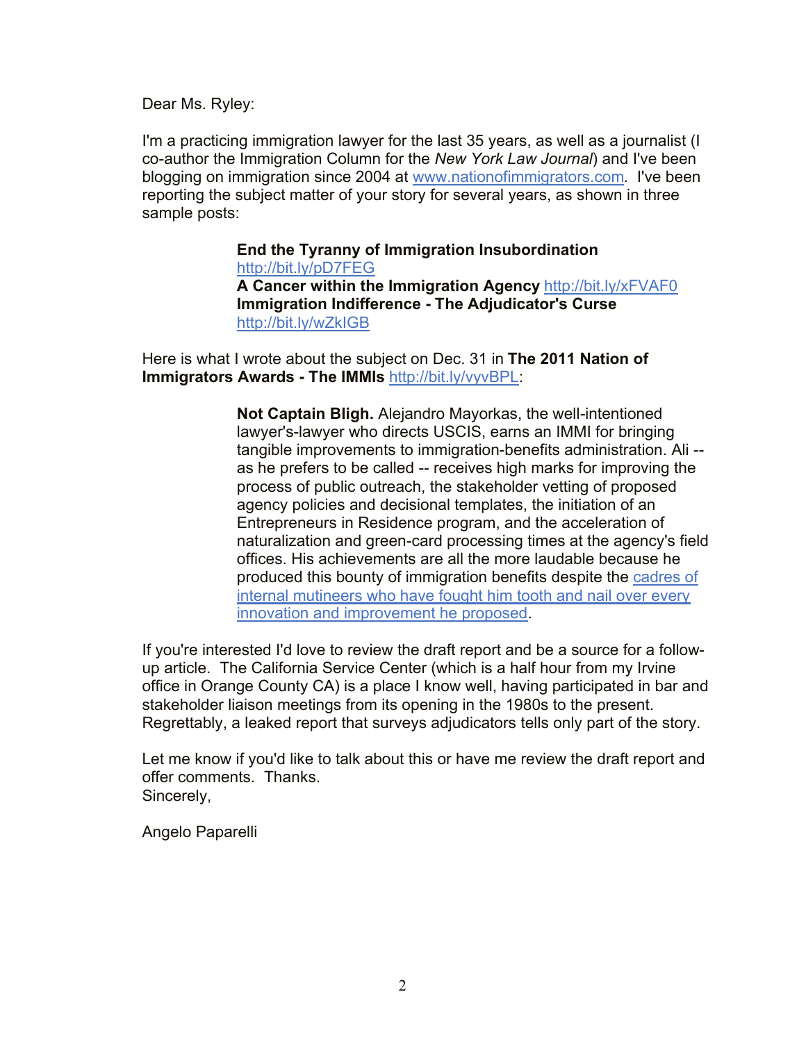Dear Ms. Ryley:

I'm a practicing immigration lawyer for the last 35 years, as well as a journalist (I co-author the Immigration Column for the *New York Law Journal*) and I've been blogging on immigration since 2004 at www.nationofimmigrators.com. I've been reporting the subject matter of your story for several years, as shown in three sample posts:

> **End the Tyranny of Immigration Insubordination** http://bit.ly/pD7FEG
> **A Cancer within the Immigration Agency** http://bit.ly/xFVAF0
> **Immigration Indifference - The Adjudicator's Curse** http://bit.ly/wZkIGB

Here is what I wrote about the subject on Dec. 31 in **The 2011 Nation of Immigrators Awards - The IMMIs** http://bit.ly/vyvBPL:

> **Not Captain Bligh.** Alejandro Mayorkas, the well-intentioned lawyer's-lawyer who directs USCIS, earns an IMMI for bringing tangible improvements to immigration-benefits administration. Ali -- as he prefers to be called -- receives high marks for improving the process of public outreach, the stakeholder vetting of proposed agency policies and decisional templates, the initiation of an Entrepreneurs in Residence program, and the acceleration of naturalization and green-card processing times at the agency's field offices. His achievements are all the more laudable because he produced this bounty of immigration benefits despite the cadres of internal mutineers who have fought him tooth and nail over every innovation and improvement he proposed.

If you're interested I'd love to review the draft report and be a source for a follow-up article. The California Service Center (which is a half hour from my Irvine office in Orange County CA) is a place I know well, having participated in bar and stakeholder liaison meetings from its opening in the 1980s to the present. Regrettably, a leaked report that surveys adjudicators tells only part of the story.

Let me know if you'd like to talk about this or have me review the draft report and offer comments. Thanks.
Sincerely,

Angelo Paparelli